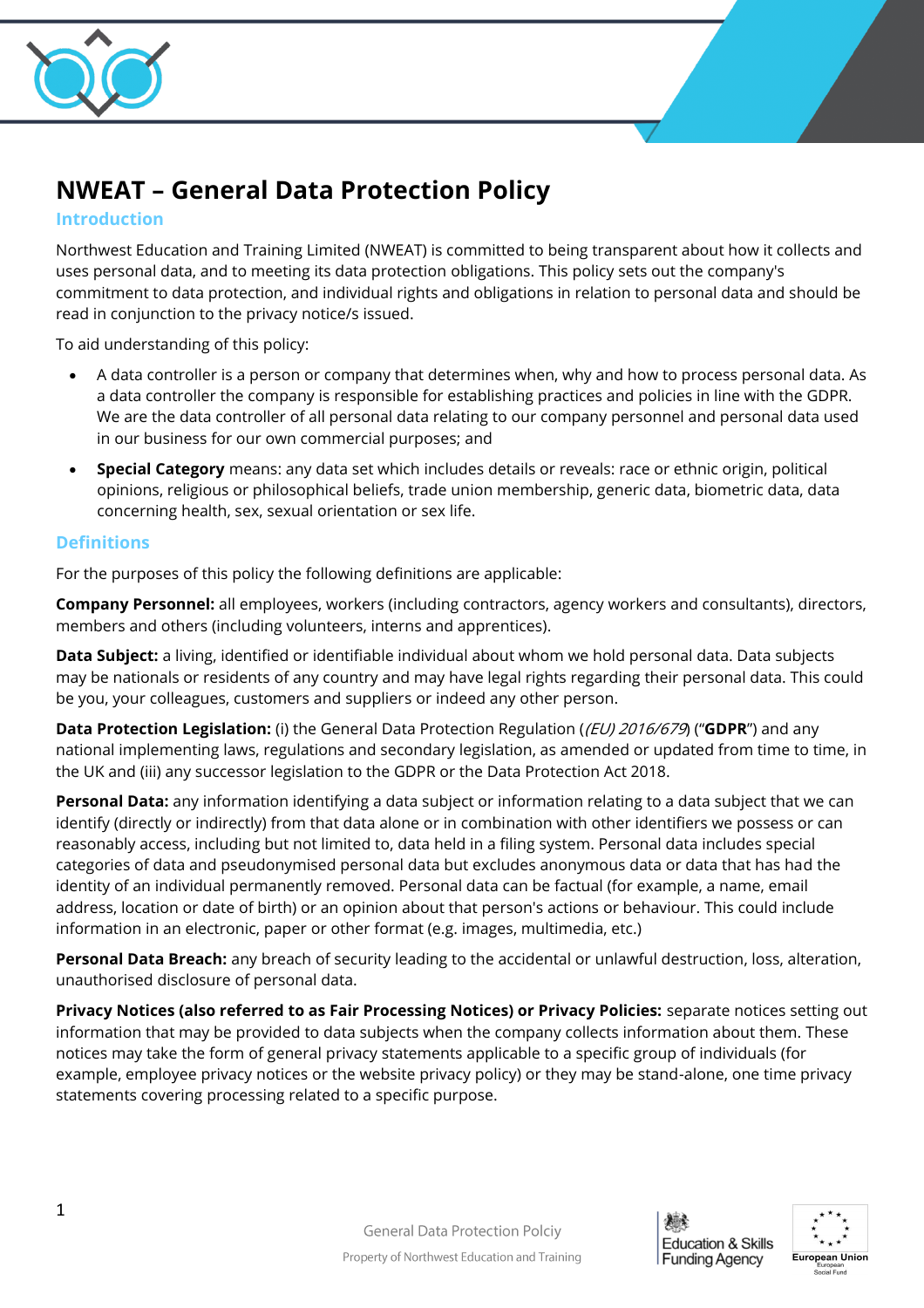# NWEAT – General Data Protection Policy

## Introduction

Northwest Education and Training Limited (NWEAT) is committed to being transparent about how it collects and uses personal data, and to meeting its data protection obligations. This policy sets out the company's commitment to data protection, and individual rights and obligations in relation to personal data and should be read in conjunction to the privacy notice/s issued.

To aid understanding of this policy:

- A data controller is a person or company that determines when, why and how to process personal data. As a data controller the company is responsible for establishing practices and policies in line with the GDPR. We are the data controller of all personal data relating to our company personnel and personal data used in our business for our own commercial purposes; and
- **Special Category** means: any data set which includes details or reveals: race or ethnic origin, political opinions, religious or philosophical beliefs, trade union membership, generic data, biometric data, data concerning health, sex, sexual orientation or sex life.

## Definitions

For the purposes of this policy the following definitions are applicable:

**Company Personnel:** all employees, workers (including contractors, agency workers and consultants), directors, members and others (including volunteers, interns and apprentices).

**Data Subject:** a living, identified or identifiable individual about whom we hold personal data. Data subjects may be nationals or residents of any country and may have legal rights regarding their personal data. This could be you, your colleagues, customers and suppliers or indeed any other person.

**Data Protection Legislation:** (i) the General Data Protection Regulation (*(EU) 2016/679*) ("**GDPR**") and any national implementing laws, regulations and secondary legislation, as amended or updated from time to time, in the UK and (iii) any successor legislation to the GDPR or the Data Protection Act 2018.

**Personal Data:** any information identifying a data subject or information relating to a data subject that we can identify (directly or indirectly) from that data alone or in combination with other identifiers we possess or can reasonably access, including but not limited to, data held in a filing system. Personal data includes special categories of data and pseudonymised personal data but excludes anonymous data or data that has had the identity of an individual permanently removed. Personal data can be factual (for example, a name, email address, location or date of birth) or an opinion about that person's actions or behaviour. This could include information in an electronic, paper or other format (e.g. images, multimedia, etc.)

**Personal Data Breach:** any breach of security leading to the accidental or unlawful destruction, loss, alteration, unauthorised disclosure of personal data.

**Privacy Notices (also referred to as Fair Processing Notices) or Privacy Policies:** separate notices setting out information that may be provided to data subjects when the company collects information about them. These notices may take the form of general privacy statements applicable to a specific group of individuals (for example, employee privacy notices or the website privacy policy) or they may be stand-alone, one time privacy statements covering processing related to a specific purpose.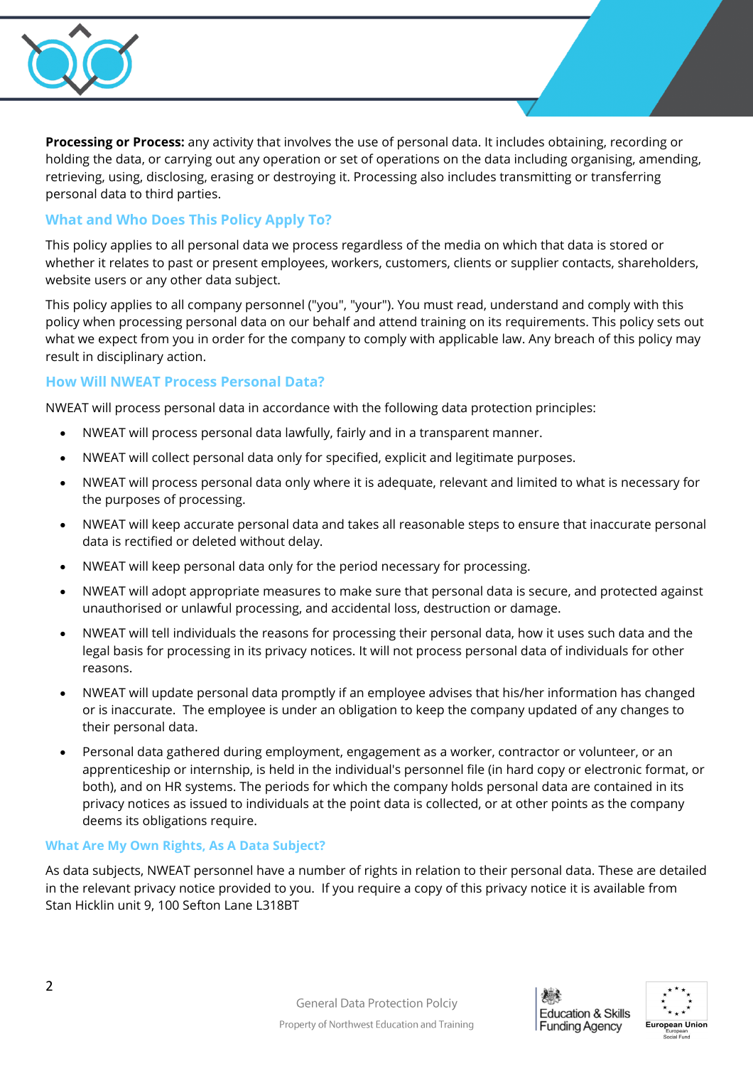**Processing or Process:** any activity that involves the use of personal data. It includes obtaining, recording or holding the data, or carrying out any operation or set of operations on the data including organising, amending, retrieving, using, disclosing, erasing or destroying it. Processing also includes transmitting or transferring personal data to third parties.

## What and Who Does This Policy Apply To?

This policy applies to all personal data we process regardless of the media on which that data is stored or whether it relates to past or present employees, workers, customers, clients or supplier contacts, shareholders, website users or any other data subject.

This policy applies to all company personnel ("you", "your"). You must read, understand and comply with this policy when processing personal data on our behalf and attend training on its requirements. This policy sets out what we expect from you in order for the company to comply with applicable law. Any breach of this policy may result in disciplinary action.

## How Will NWEAT Process Personal Data?

NWEAT will process personal data in accordance with the following data protection principles:

- NWEAT will process personal data lawfully, fairly and in a transparent manner.
- NWEAT will collect personal data only for specified, explicit and legitimate purposes.
- NWEAT will process personal data only where it is adequate, relevant and limited to what is necessary for the purposes of processing.
- NWEAT will keep accurate personal data and takes all reasonable steps to ensure that inaccurate personal data is rectified or deleted without delay.
- NWEAT will keep personal data only for the period necessary for processing.
- NWEAT will adopt appropriate measures to make sure that personal data is secure, and protected against unauthorised or unlawful processing, and accidental loss, destruction or damage.
- NWEAT will tell individuals the reasons for processing their personal data, how it uses such data and the legal basis for processing in its privacy notices. It will not process personal data of individuals for other reasons.
- NWEAT will update personal data promptly if an employee advises that his/her information has changed or is inaccurate. The employee is under an obligation to keep the company updated of any changes to their personal data.
- Personal data gathered during employment, engagement as a worker, contractor or volunteer, or an apprenticeship or internship, is held in the individual's personnel file (in hard copy or electronic format, or both), and on HR systems. The periods for which the company holds personal data are contained in its privacy notices as issued to individuals at the point data is collected, or at other points as the company deems its obligations require.

## What Are My Own Rights, As A Data Subject?

As data subjects, NWEAT personnel have a number of rights in relation to their personal data. These are detailed in the relevant privacy notice provided to you. If you require a copy of this privacy notice it is available from Stan Hicklin unit 9, 100 Sefton Lane L318BT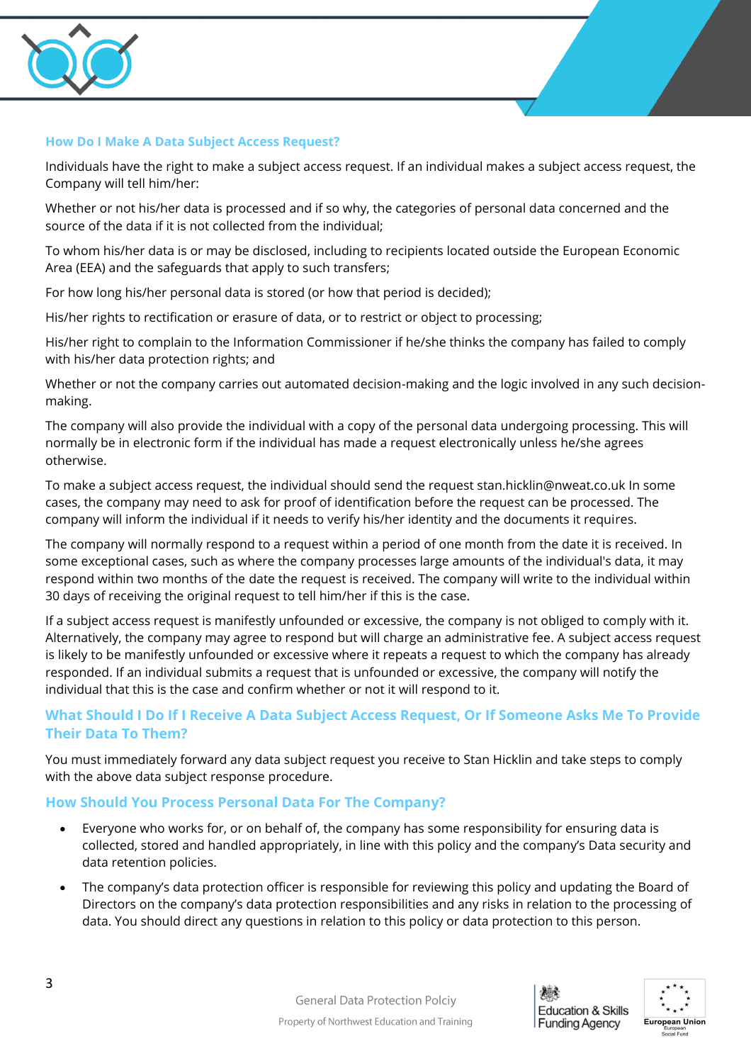### How Do I Make A Data Subject Access Request?

Individuals have the right to make a subject access request. If an individual makes a subject access request, the Company will tell him/her:

Whether or not his/her data is processed and if so why, the categories of personal data concerned and the source of the data if it is not collected from the individual;

To whom his/her data is or may be disclosed, including to recipients located outside the European Economic Area (EEA) and the safeguards that apply to such transfers;

For how long his/her personal data is stored (or how that period is decided);

His/her rights to rectification or erasure of data, or to restrict or object to processing;

His/her right to complain to the Information Commissioner if he/she thinks the company has failed to comply with his/her data protection rights; and

Whether or not the company carries out automated decision-making and the logic involved in any such decision-making.

The company will also provide the individual with a copy of the personal data undergoing processing. This will normally be in electronic form if the individual has made a request electronically unless he/she agrees otherwise.

To make a subject access request, the individual should send the request stan.hicklin@nweat.co.uk In some cases, the company may need to ask for proof of identification before the request can be processed. The company will inform the individual if it needs to verify his/her identity and the documents it requires.

The company will normally respond to a request within a period of one month from the date it is received. In some exceptional cases, such as where the company processes large amounts of the individual's data, it may respond within two months of the date the request is received. The company will write to the individual within 30 days of receiving the original request to tell him/her if this is the case.

If a subject access request is manifestly unfounded or excessive, the company is not obliged to comply with it. Alternatively, the company may agree to respond but will charge an administrative fee. A subject access request is likely to be manifestly unfounded or excessive where it repeats a request to which the company has already responded. If an individual submits a request that is unfounded or excessive, the company will notify the individual that this is the case and confirm whether or not it will respond to it.

### What Should I Do If I Receive A Data Subject Access Request, Or If Someone Asks Me To Provide Their Data To Them?

You must immediately forward any data subject request you receive to Stan Hicklin and take steps to comply with the above data subject response procedure.

### How Should You Process Personal Data For The Company?

- Everyone who works for, or on behalf of, the company has some responsibility for ensuring data is collected, stored and handled appropriately, in line with this policy and the company's Data security and data retention policies.
- The company's data protection officer is responsible for reviewing this policy and updating the Board of Directors on the company's data protection responsibilities and any risks in relation to the processing of data. You should direct any questions in relation to this policy or data protection to this person.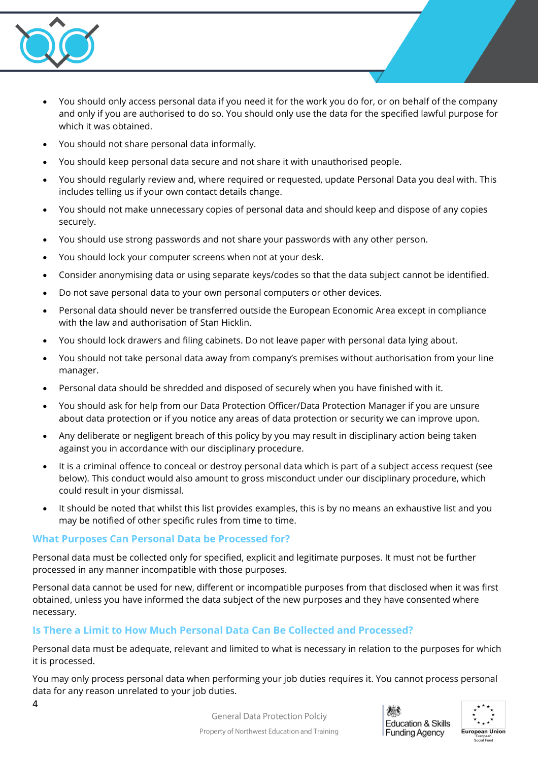- You should only access personal data if you need it for the work you do for, or on behalf of the company and only if you are authorised to do so. You should only use the data for the specified lawful purpose for which it was obtained.
- You should not share personal data informally.
- You should keep personal data secure and not share it with unauthorised people.
- You should regularly review and, where required or requested, update Personal Data you deal with. This includes telling us if your own contact details change.
- You should not make unnecessary copies of personal data and should keep and dispose of any copies securely.
- You should use strong passwords and not share your passwords with any other person.
- You should lock your computer screens when not at your desk.
- Consider anonymising data or using separate keys/codes so that the data subject cannot be identified.
- Do not save personal data to your own personal computers or other devices.
- Personal data should never be transferred outside the European Economic Area except in compliance with the law and authorisation of Stan Hicklin.
- You should lock drawers and filing cabinets. Do not leave paper with personal data lying about.
- You should not take personal data away from company's premises without authorisation from your line manager.
- Personal data should be shredded and disposed of securely when you have finished with it.
- You should ask for help from our Data Protection Officer/Data Protection Manager if you are unsure about data protection or if you notice any areas of data protection or security we can improve upon.
- Any deliberate or negligent breach of this policy by you may result in disciplinary action being taken against you in accordance with our disciplinary procedure.
- It is a criminal offence to conceal or destroy personal data which is part of a subject access request (see below). This conduct would also amount to gross misconduct under our disciplinary procedure, which could result in your dismissal.
- It should be noted that whilst this list provides examples, this is by no means an exhaustive list and you may be notified of other specific rules from time to time.

## What Purposes Can Personal Data be Processed for?

Personal data must be collected only for specified, explicit and legitimate purposes. It must not be further processed in any manner incompatible with those purposes.

Personal data cannot be used for new, different or incompatible purposes from that disclosed when it was first obtained, unless you have informed the data subject of the new purposes and they have consented where necessary.

## Is There a Limit to How Much Personal Data Can Be Collected and Processed?

Personal data must be adequate, relevant and limited to what is necessary in relation to the purposes for which it is processed.

You may only process personal data when performing your job duties requires it. You cannot process personal data for any reason unrelated to your job duties.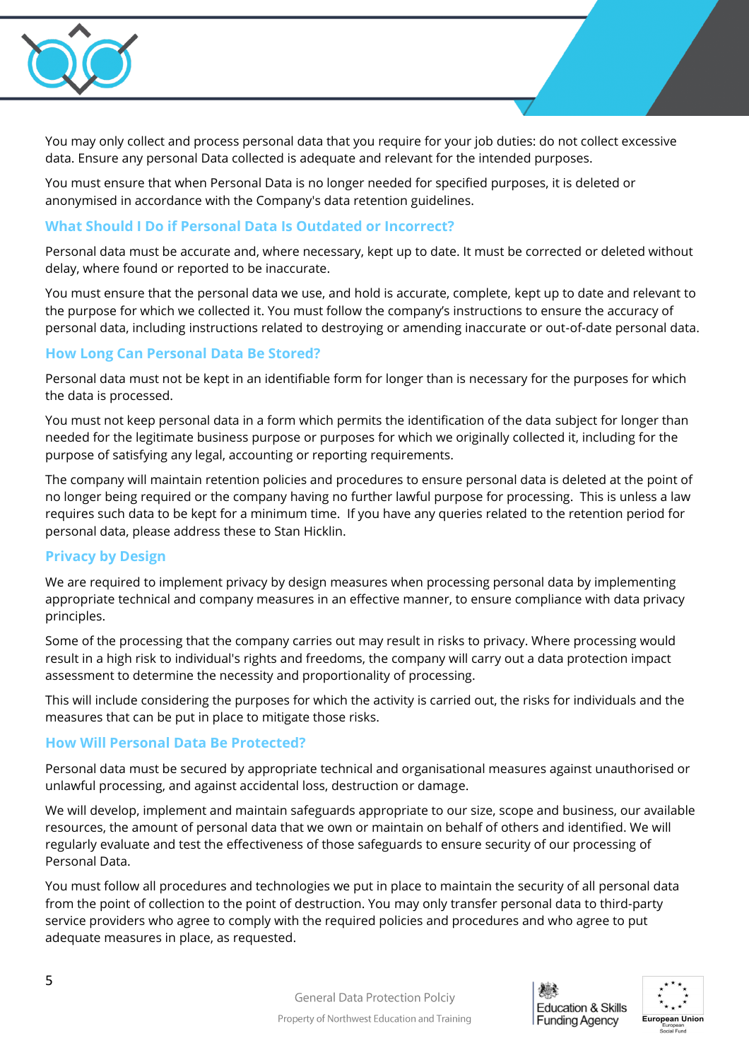You may only collect and process personal data that you require for your job duties: do not collect excessive data. Ensure any personal Data collected is adequate and relevant for the intended purposes.

You must ensure that when Personal Data is no longer needed for specified purposes, it is deleted or anonymised in accordance with the Company's data retention guidelines.

### What Should I Do if Personal Data Is Outdated or Incorrect?

Personal data must be accurate and, where necessary, kept up to date. It must be corrected or deleted without delay, where found or reported to be inaccurate.

You must ensure that the personal data we use, and hold is accurate, complete, kept up to date and relevant to the purpose for which we collected it. You must follow the company's instructions to ensure the accuracy of personal data, including instructions related to destroying or amending inaccurate or out-of-date personal data.

### How Long Can Personal Data Be Stored?

Personal data must not be kept in an identifiable form for longer than is necessary for the purposes for which the data is processed.

You must not keep personal data in a form which permits the identification of the data subject for longer than needed for the legitimate business purpose or purposes for which we originally collected it, including for the purpose of satisfying any legal, accounting or reporting requirements.

The company will maintain retention policies and procedures to ensure personal data is deleted at the point of no longer being required or the company having no further lawful purpose for processing. This is unless a law requires such data to be kept for a minimum time. If you have any queries related to the retention period for personal data, please address these to Stan Hicklin.

### Privacy by Design

We are required to implement privacy by design measures when processing personal data by implementing appropriate technical and company measures in an effective manner, to ensure compliance with data privacy principles.

Some of the processing that the company carries out may result in risks to privacy. Where processing would result in a high risk to individual's rights and freedoms, the company will carry out a data protection impact assessment to determine the necessity and proportionality of processing.

This will include considering the purposes for which the activity is carried out, the risks for individuals and the measures that can be put in place to mitigate those risks.

### How Will Personal Data Be Protected?

Personal data must be secured by appropriate technical and organisational measures against unauthorised or unlawful processing, and against accidental loss, destruction or damage.

We will develop, implement and maintain safeguards appropriate to our size, scope and business, our available resources, the amount of personal data that we own or maintain on behalf of others and identified. We will regularly evaluate and test the effectiveness of those safeguards to ensure security of our processing of Personal Data.

You must follow all procedures and technologies we put in place to maintain the security of all personal data from the point of collection to the point of destruction. You may only transfer personal data to third-party service providers who agree to comply with the required policies and procedures and who agree to put adequate measures in place, as requested.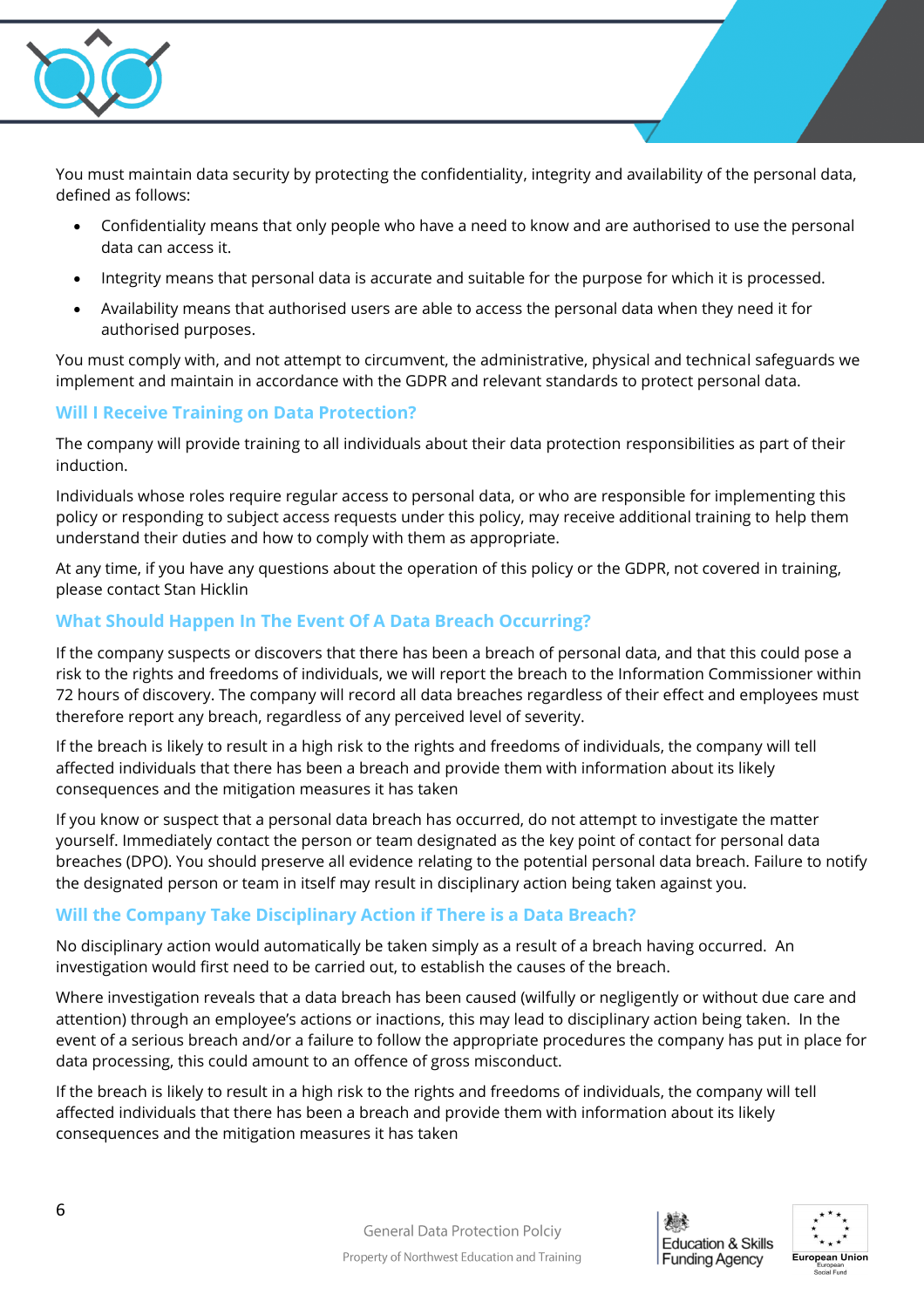You must maintain data security by protecting the confidentiality, integrity and availability of the personal data, defined as follows:

- Confidentiality means that only people who have a need to know and are authorised to use the personal data can access it.
- Integrity means that personal data is accurate and suitable for the purpose for which it is processed.
- Availability means that authorised users are able to access the personal data when they need it for authorised purposes.

You must comply with, and not attempt to circumvent, the administrative, physical and technical safeguards we implement and maintain in accordance with the GDPR and relevant standards to protect personal data.

## Will I Receive Training on Data Protection?

The company will provide training to all individuals about their data protection responsibilities as part of their induction.

Individuals whose roles require regular access to personal data, or who are responsible for implementing this policy or responding to subject access requests under this policy, may receive additional training to help them understand their duties and how to comply with them as appropriate.

At any time, if you have any questions about the operation of this policy or the GDPR, not covered in training, please contact Stan Hicklin

## What Should Happen In The Event Of A Data Breach Occurring?

If the company suspects or discovers that there has been a breach of personal data, and that this could pose a risk to the rights and freedoms of individuals, we will report the breach to the Information Commissioner within 72 hours of discovery. The company will record all data breaches regardless of their effect and employees must therefore report any breach, regardless of any perceived level of severity.

If the breach is likely to result in a high risk to the rights and freedoms of individuals, the company will tell affected individuals that there has been a breach and provide them with information about its likely consequences and the mitigation measures it has taken

If you know or suspect that a personal data breach has occurred, do not attempt to investigate the matter yourself. Immediately contact the person or team designated as the key point of contact for personal data breaches (DPO). You should preserve all evidence relating to the potential personal data breach. Failure to notify the designated person or team in itself may result in disciplinary action being taken against you.

## Will the Company Take Disciplinary Action if There is a Data Breach?

No disciplinary action would automatically be taken simply as a result of a breach having occurred. An investigation would first need to be carried out, to establish the causes of the breach.

Where investigation reveals that a data breach has been caused (wilfully or negligently or without due care and attention) through an employee's actions or inactions, this may lead to disciplinary action being taken. In the event of a serious breach and/or a failure to follow the appropriate procedures the company has put in place for data processing, this could amount to an offence of gross misconduct.

If the breach is likely to result in a high risk to the rights and freedoms of individuals, the company will tell affected individuals that there has been a breach and provide them with information about its likely consequences and the mitigation measures it has taken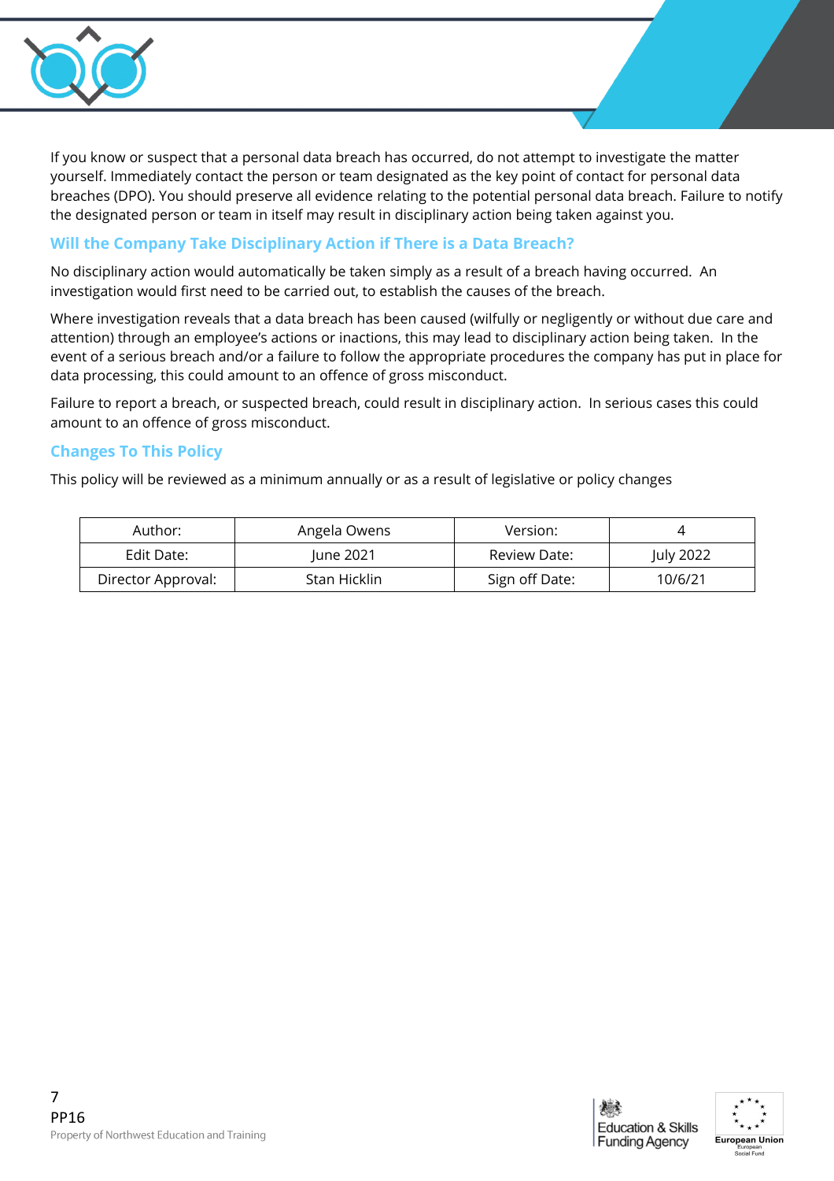If you know or suspect that a personal data breach has occurred, do not attempt to investigate the matter yourself. Immediately contact the person or team designated as the key point of contact for personal data breaches (DPO). You should preserve all evidence relating to the potential personal data breach. Failure to notify the designated person or team in itself may result in disciplinary action being taken against you.

## Will the Company Take Disciplinary Action if There is a Data Breach?

No disciplinary action would automatically be taken simply as a result of a breach having occurred. An investigation would first need to be carried out, to establish the causes of the breach.

Where investigation reveals that a data breach has been caused (wilfully or negligently or without due care and attention) through an employee's actions or inactions, this may lead to disciplinary action being taken. In the event of a serious breach and/or a failure to follow the appropriate procedures the company has put in place for data processing, this could amount to an offence of gross misconduct.

Failure to report a breach, or suspected breach, could result in disciplinary action. In serious cases this could amount to an offence of gross misconduct.

## Changes To This Policy

This policy will be reviewed as a minimum annually or as a result of legislative or policy changes

| | | | |
|---|---|---|---|
| Author: | Angela Owens | Version: | 4 |
| Edit Date: | June 2021 | Review Date: | July 2022 |
| Director Approval: | Stan Hicklin | Sign off Date: | 10/6/21 |